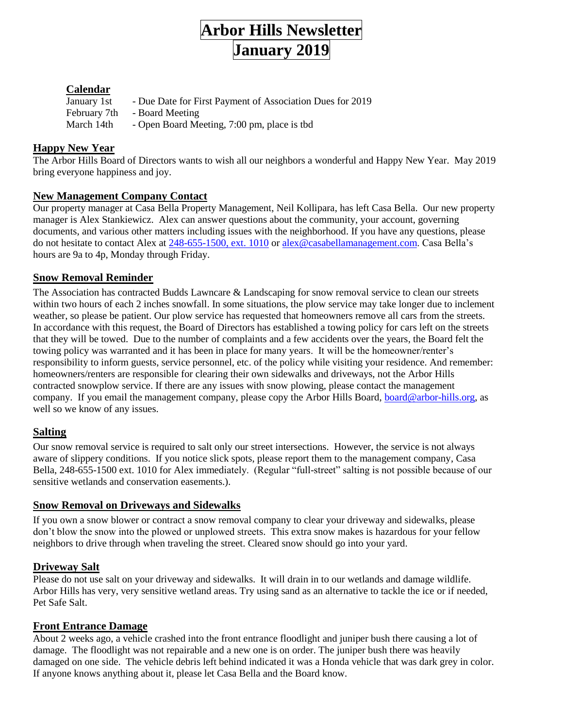# Arbor Hills Newsletter
# January 2019

## Calendar

| | |
|---|---|
| January 1st | - Due Date for First Payment of Association Dues for 2019 |
| February 7th | - Board Meeting |
| March 14th | - Open Board Meeting, 7:00 pm, place is tbd |

## Happy New Year

The Arbor Hills Board of Directors wants to wish all our neighbors a wonderful and Happy New Year. May 2019 bring everyone happiness and joy.

## New Management Company Contact

Our property manager at Casa Bella Property Management, Neil Kollipara, has left Casa Bella. Our new property manager is Alex Stankiewicz. Alex can answer questions about the community, your account, governing documents, and various other matters including issues with the neighborhood. If you have any questions, please do not hesitate to contact Alex at 248-655-1500, ext. 1010 or alex@casabellamanagement.com. Casa Bella's hours are 9a to 4p, Monday through Friday.

## Snow Removal Reminder

The Association has contracted Budds Lawncare & Landscaping for snow removal service to clean our streets within two hours of each 2 inches snowfall. In some situations, the plow service may take longer due to inclement weather, so please be patient. Our plow service has requested that homeowners remove all cars from the streets. In accordance with this request, the Board of Directors has established a towing policy for cars left on the streets that they will be towed. Due to the number of complaints and a few accidents over the years, the Board felt the towing policy was warranted and it has been in place for many years. It will be the homeowner/renter's responsibility to inform guests, service personnel, etc. of the policy while visiting your residence. And remember: homeowners/renters are responsible for clearing their own sidewalks and driveways, not the Arbor Hills contracted snowplow service. If there are any issues with snow plowing, please contact the management company. If you email the management company, please copy the Arbor Hills Board, board@arbor-hills.org, as well so we know of any issues.

## Salting

Our snow removal service is required to salt only our street intersections. However, the service is not always aware of slippery conditions. If you notice slick spots, please report them to the management company, Casa Bella, 248-655-1500 ext. 1010 for Alex immediately. (Regular "full-street" salting is not possible because of our sensitive wetlands and conservation easements.).

## Snow Removal on Driveways and Sidewalks

If you own a snow blower or contract a snow removal company to clear your driveway and sidewalks, please don't blow the snow into the plowed or unplowed streets. This extra snow makes is hazardous for your fellow neighbors to drive through when traveling the street. Cleared snow should go into your yard.

## Driveway Salt

Please do not use salt on your driveway and sidewalks. It will drain in to our wetlands and damage wildlife. Arbor Hills has very, very sensitive wetland areas. Try using sand as an alternative to tackle the ice or if needed, Pet Safe Salt.

## Front Entrance Damage

About 2 weeks ago, a vehicle crashed into the front entrance floodlight and juniper bush there causing a lot of damage. The floodlight was not repairable and a new one is on order. The juniper bush there was heavily damaged on one side. The vehicle debris left behind indicated it was a Honda vehicle that was dark grey in color. If anyone knows anything about it, please let Casa Bella and the Board know.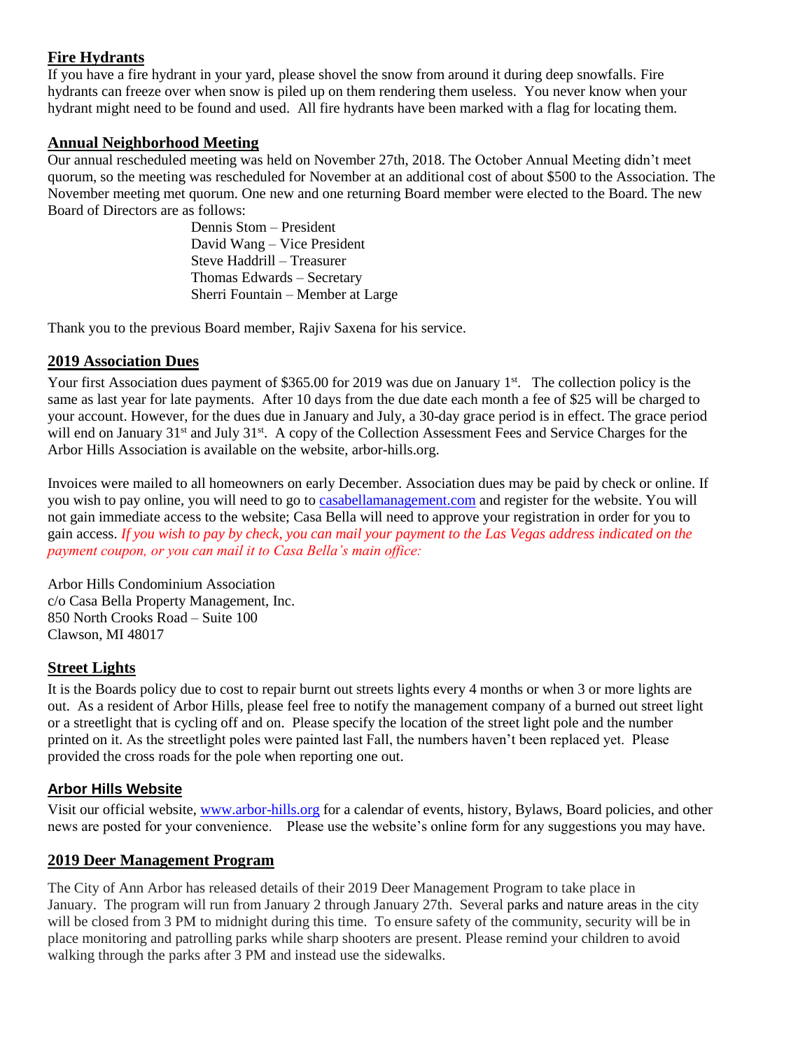## Fire Hydrants

If you have a fire hydrant in your yard, please shovel the snow from around it during deep snowfalls. Fire hydrants can freeze over when snow is piled up on them rendering them useless. You never know when your hydrant might need to be found and used. All fire hydrants have been marked with a flag for locating them.

## Annual Neighborhood Meeting

Our annual rescheduled meeting was held on November 27th, 2018. The October Annual Meeting didn't meet quorum, so the meeting was rescheduled for November at an additional cost of about $500 to the Association. The November meeting met quorum. One new and one returning Board member were elected to the Board. The new Board of Directors are as follows:

Dennis Stom – President
David Wang – Vice President
Steve Haddrill – Treasurer
Thomas Edwards – Secretary
Sherri Fountain – Member at Large

Thank you to the previous Board member, Rajiv Saxena for his service.

## 2019 Association Dues

Your first Association dues payment of $365.00 for 2019 was due on January 1st. The collection policy is the same as last year for late payments. After 10 days from the due date each month a fee of $25 will be charged to your account. However, for the dues due in January and July, a 30-day grace period is in effect. The grace period will end on January 31st and July 31st. A copy of the Collection Assessment Fees and Service Charges for the Arbor Hills Association is available on the website, arbor-hills.org.

Invoices were mailed to all homeowners on early December. Association dues may be paid by check or online. If you wish to pay online, you will need to go to casabellamanagement.com and register for the website. You will not gain immediate access to the website; Casa Bella will need to approve your registration in order for you to gain access. *If you wish to pay by check, you can mail your payment to the Las Vegas address indicated on the payment coupon, or you can mail it to Casa Bella's main office:*

Arbor Hills Condominium Association
c/o Casa Bella Property Management, Inc.
850 North Crooks Road – Suite 100
Clawson, MI 48017

## Street Lights

It is the Boards policy due to cost to repair burnt out streets lights every 4 months or when 3 or more lights are out. As a resident of Arbor Hills, please feel free to notify the management company of a burned out street light or a streetlight that is cycling off and on. Please specify the location of the street light pole and the number printed on it. As the streetlight poles were painted last Fall, the numbers haven't been replaced yet. Please provided the cross roads for the pole when reporting one out.

## Arbor Hills Website

Visit our official website, www.arbor-hills.org for a calendar of events, history, Bylaws, Board policies, and other news are posted for your convenience. Please use the website's online form for any suggestions you may have.

## 2019 Deer Management Program

The City of Ann Arbor has released details of their 2019 Deer Management Program to take place in January. The program will run from January 2 through January 27th. Several parks and nature areas in the city will be closed from 3 PM to midnight during this time. To ensure safety of the community, security will be in place monitoring and patrolling parks while sharp shooters are present. Please remind your children to avoid walking through the parks after 3 PM and instead use the sidewalks.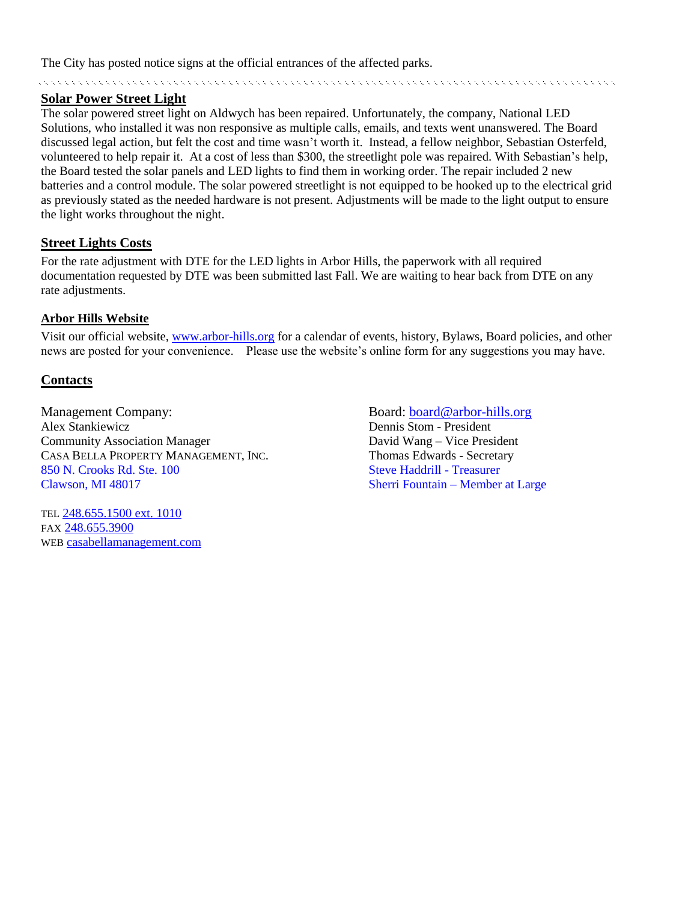The City has posted notice signs at the official entrances of the affected parks.

---

## Solar Power Street Light

The solar powered street light on Aldwych has been repaired. Unfortunately, the company, National LED Solutions, who installed it was non responsive as multiple calls, emails, and texts went unanswered. The Board discussed legal action, but felt the cost and time wasn't worth it. Instead, a fellow neighbor, Sebastian Osterfeld, volunteered to help repair it. At a cost of less than $300, the streetlight pole was repaired. With Sebastian's help, the Board tested the solar panels and LED lights to find them in working order. The repair included 2 new batteries and a control module. The solar powered streetlight is not equipped to be hooked up to the electrical grid as previously stated as the needed hardware is not present. Adjustments will be made to the light output to ensure the light works throughout the night.

## Street Lights Costs

For the rate adjustment with DTE for the LED lights in Arbor Hills, the paperwork with all required documentation requested by DTE was been submitted last Fall. We are waiting to hear back from DTE on any rate adjustments.

### Arbor Hills Website

Visit our official website, www.arbor-hills.org for a calendar of events, history, Bylaws, Board policies, and other news are posted for your convenience. Please use the website's online form for any suggestions you may have.

## Contacts

Management Company:
Alex Stankiewicz
Community Association Manager
CASA BELLA PROPERTY MANAGEMENT, INC.
850 N. Crooks Rd. Ste. 100
Clawson, MI 48017

TEL 248.655.1500 ext. 1010
FAX 248.655.3900
WEB casabellamanagement.com

Board: board@arbor-hills.org
Dennis Stom - President
David Wang – Vice President
Thomas Edwards - Secretary
Steve Haddrill - Treasurer
Sherri Fountain – Member at Large